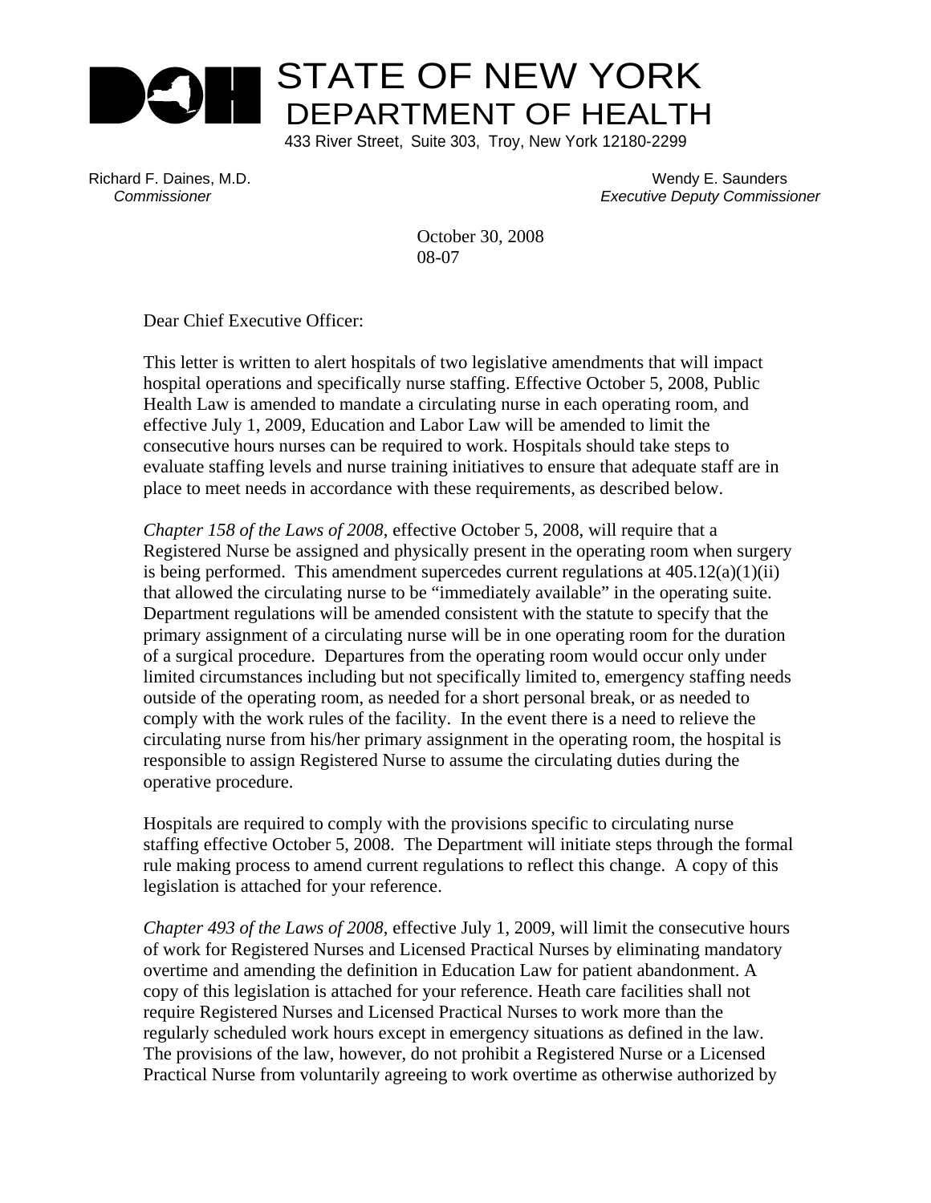# STATE OF NEW YORK
## DEPARTMENT OF HEALTH

433 River Street, Suite 303, Troy, New York 12180-2299

Richard F. Daines, M.D.
*Commissioner*

Wendy E. Saunders
*Executive Deputy Commissioner*

October 30, 2008
08-07

Dear Chief Executive Officer:

This letter is written to alert hospitals of two legislative amendments that will impact hospital operations and specifically nurse staffing. Effective October 5, 2008, Public Health Law is amended to mandate a circulating nurse in each operating room, and effective July 1, 2009, Education and Labor Law will be amended to limit the consecutive hours nurses can be required to work. Hospitals should take steps to evaluate staffing levels and nurse training initiatives to ensure that adequate staff are in place to meet needs in accordance with these requirements, as described below.

*Chapter 158 of the Laws of 2008*, effective October 5, 2008, will require that a Registered Nurse be assigned and physically present in the operating room when surgery is being performed. This amendment supercedes current regulations at 405.12(a)(1)(ii) that allowed the circulating nurse to be "immediately available" in the operating suite. Department regulations will be amended consistent with the statute to specify that the primary assignment of a circulating nurse will be in one operating room for the duration of a surgical procedure. Departures from the operating room would occur only under limited circumstances including but not specifically limited to, emergency staffing needs outside of the operating room, as needed for a short personal break, or as needed to comply with the work rules of the facility. In the event there is a need to relieve the circulating nurse from his/her primary assignment in the operating room, the hospital is responsible to assign Registered Nurse to assume the circulating duties during the operative procedure.

Hospitals are required to comply with the provisions specific to circulating nurse staffing effective October 5, 2008. The Department will initiate steps through the formal rule making process to amend current regulations to reflect this change. A copy of this legislation is attached for your reference.

*Chapter 493 of the Laws of 2008*, effective July 1, 2009, will limit the consecutive hours of work for Registered Nurses and Licensed Practical Nurses by eliminating mandatory overtime and amending the definition in Education Law for patient abandonment. A copy of this legislation is attached for your reference. Heath care facilities shall not require Registered Nurses and Licensed Practical Nurses to work more than the regularly scheduled work hours except in emergency situations as defined in the law. The provisions of the law, however, do not prohibit a Registered Nurse or a Licensed Practical Nurse from voluntarily agreeing to work overtime as otherwise authorized by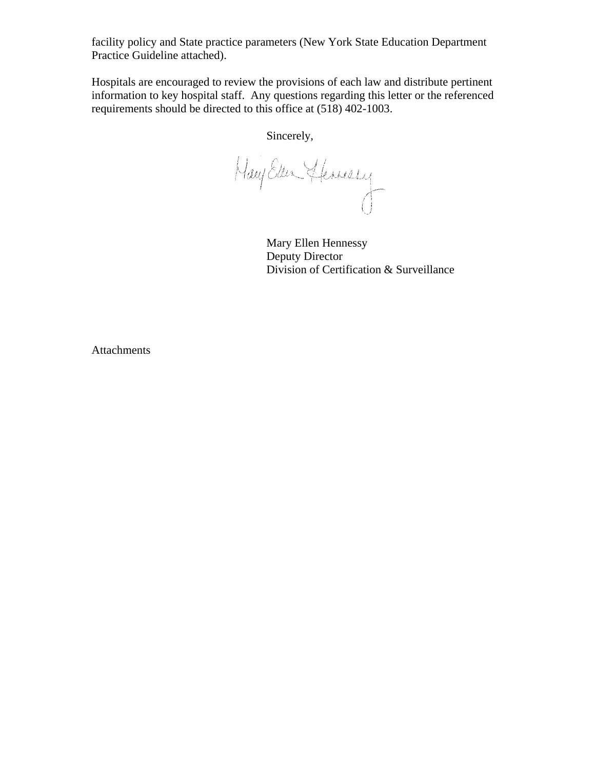facility policy and State practice parameters (New York State Education Department Practice Guideline attached).

Hospitals are encouraged to review the provisions of each law and distribute pertinent information to key hospital staff. Any questions regarding this letter or the referenced requirements should be directed to this office at (518) 402-1003.

Sincerely,

Mary Ellen Hennessy

Mary Ellen Hennessy
Deputy Director
Division of Certification & Surveillance

Attachments